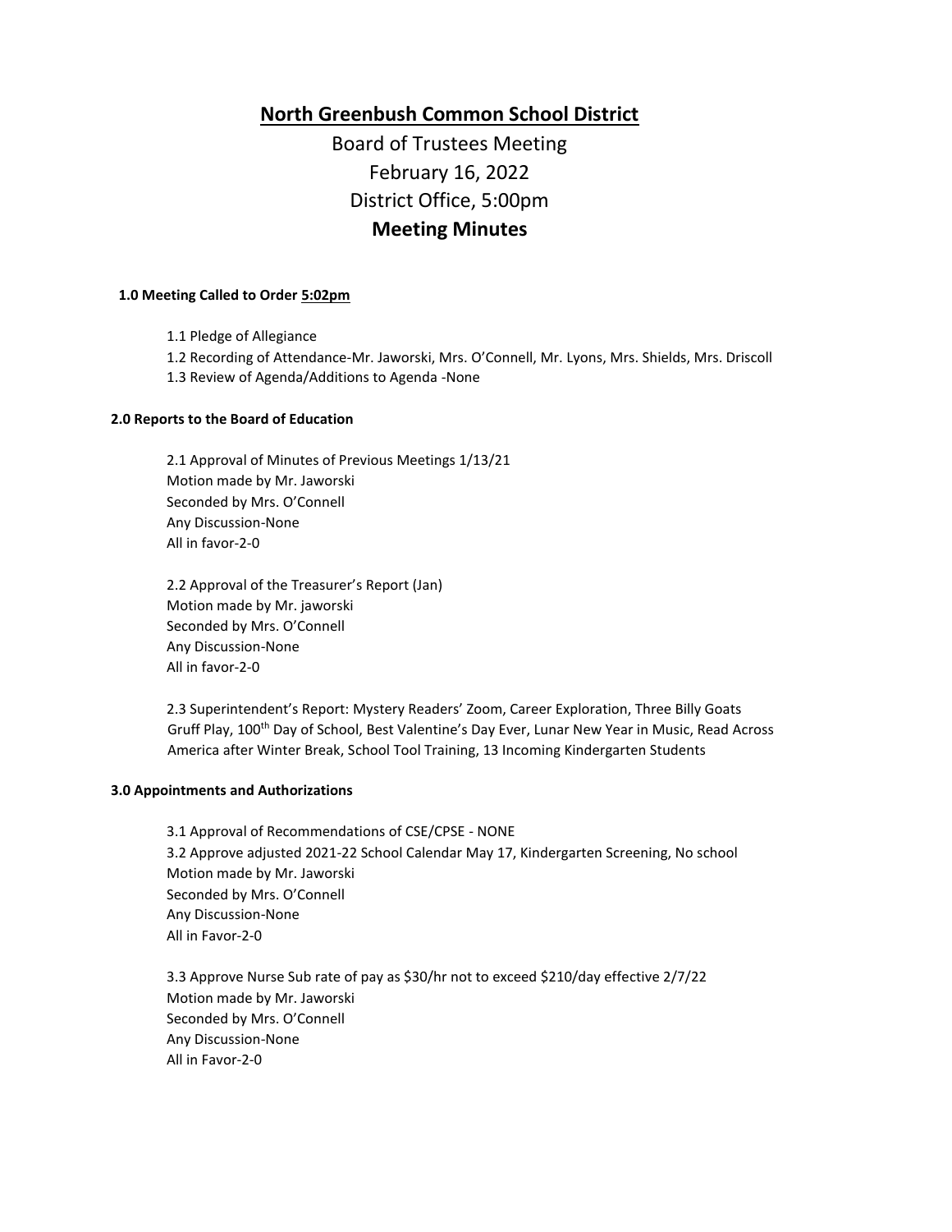# North Greenbush Common School District

## Board of Trustees Meeting
## February 16, 2022
## District Office, 5:00pm
## Meeting Minutes

**1.0 Meeting Called to Order 5:02pm**

1.1 Pledge of Allegiance
1.2 Recording of Attendance-Mr. Jaworski, Mrs. O'Connell, Mr. Lyons, Mrs. Shields, Mrs. Driscoll
1.3 Review of Agenda/Additions to Agenda -None

**2.0 Reports to the Board of Education**

2.1 Approval of Minutes of Previous Meetings 1/13/21
Motion made by Mr. Jaworski
Seconded by Mrs. O'Connell
Any Discussion-None
All in favor-2-0

2.2 Approval of the Treasurer's Report (Jan)
Motion made by Mr. jaworski
Seconded by Mrs. O'Connell
Any Discussion-None
All in favor-2-0

2.3 Superintendent's Report: Mystery Readers' Zoom, Career Exploration, Three Billy Goats Gruff Play, 100th Day of School, Best Valentine's Day Ever, Lunar New Year in Music, Read Across America after Winter Break, School Tool Training, 13 Incoming Kindergarten Students

**3.0 Appointments and Authorizations**

3.1 Approval of Recommendations of CSE/CPSE - NONE
3.2 Approve adjusted 2021-22 School Calendar May 17, Kindergarten Screening, No school
Motion made by Mr. Jaworski
Seconded by Mrs. O'Connell
Any Discussion-None
All in Favor-2-0

3.3 Approve Nurse Sub rate of pay as $30/hr not to exceed $210/day effective 2/7/22
Motion made by Mr. Jaworski
Seconded by Mrs. O'Connell
Any Discussion-None
All in Favor-2-0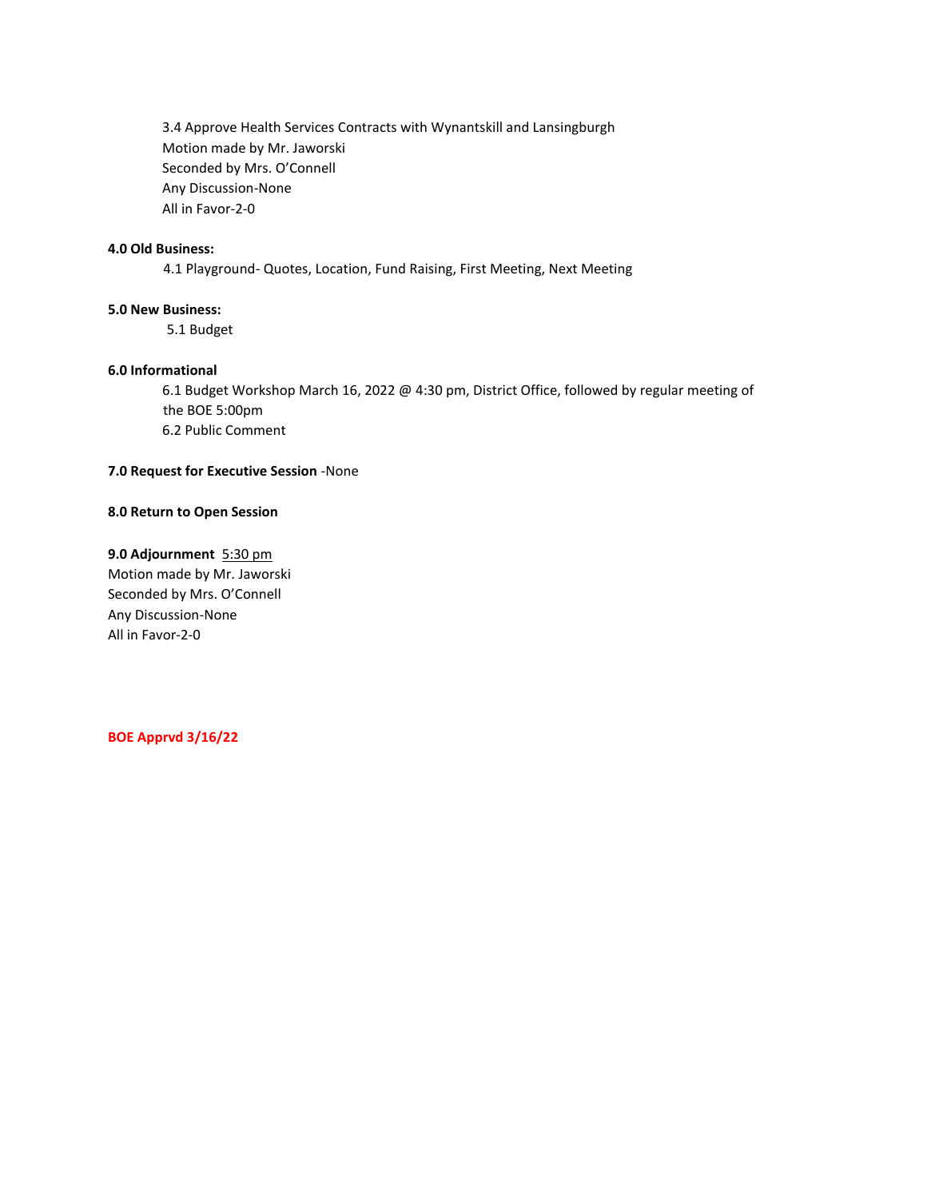3.4 Approve Health Services Contracts with Wynantskill and Lansingburgh
Motion made by Mr. Jaworski
Seconded by Mrs. O'Connell
Any Discussion-None
All in Favor-2-0

**4.0 Old Business:**

4.1 Playground- Quotes, Location, Fund Raising, First Meeting, Next Meeting

**5.0 New Business:**

5.1 Budget

**6.0 Informational**

6.1 Budget Workshop March 16, 2022 @ 4:30 pm, District Office, followed by regular meeting of the BOE 5:00pm
6.2 Public Comment

**7.0 Request for Executive Session** -None

**8.0 Return to Open Session**

**9.0 Adjournment** 5:30 pm
Motion made by Mr. Jaworski
Seconded by Mrs. O'Connell
Any Discussion-None
All in Favor-2-0

**BOE Apprvd 3/16/22**